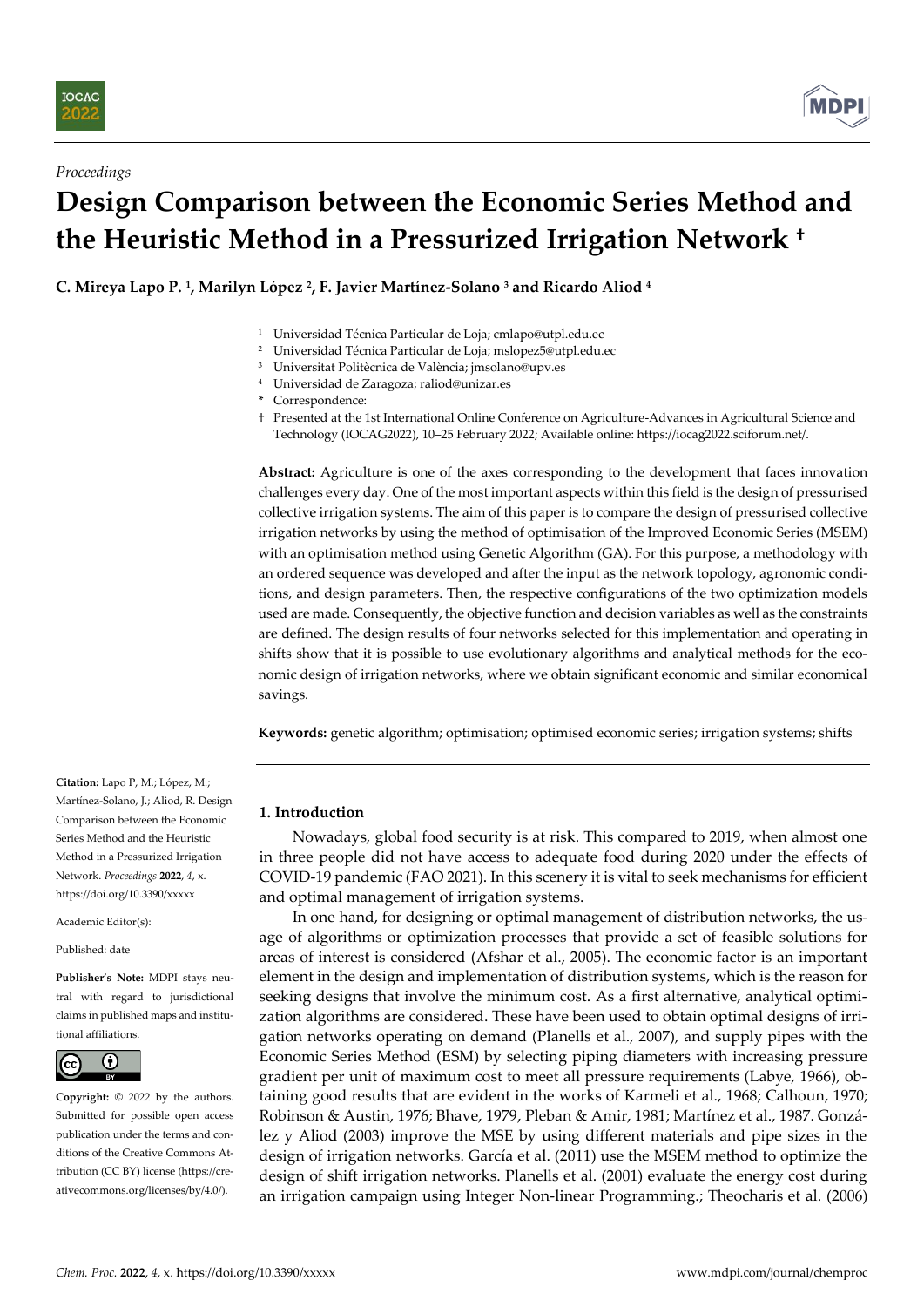*Proceedings*

# Design Comparison between the Economic Series Method and the Heuristic Method in a Pressurized Irrigation Network †

**C. Mireya Lapo P. [1], Marilyn López [2], F. Javier Martínez-Solano [3] and Ricardo Aliod [4]**

[1] Universidad Técnica Particular de Loja; cmlapo@utpl.edu.ec
[2] Universidad Técnica Particular de Loja; mslopez5@utpl.edu.ec
[3] Universitat Politècnica de València; jmsolano@upv.es
[4] Universidad de Zaragoza; raliod@unizar.es
* Correspondence:
† Presented at the 1st International Online Conference on Agriculture-Advances in Agricultural Science and Technology (IOCAG2022), 10–25 February 2022; Available online: https://iocag2022.sciforum.net/.

**Abstract:** Agriculture is one of the axes corresponding to the development that faces innovation challenges every day. One of the most important aspects within this field is the design of pressurised collective irrigation systems. The aim of this paper is to compare the design of pressurised collective irrigation networks by using the method of optimisation of the Improved Economic Series (MSEM) with an optimisation method using Genetic Algorithm (GA). For this purpose, a methodology with an ordered sequence was developed and after the input as the network topology, agronomic conditions, and design parameters. Then, the respective configurations of the two optimization models used are made. Consequently, the objective function and decision variables as well as the constraints are defined. The design results of four networks selected for this implementation and operating in shifts show that it is possible to use evolutionary algorithms and analytical methods for the economic design of irrigation networks, where we obtain significant economic and similar economical savings.

**Keywords:** genetic algorithm; optimisation; optimised economic series; irrigation systems; shifts

**Citation:** Lapo P, M.; López, M.; Martínez-Solano, J.; Aliod, R. Design Comparison between the Economic Series Method and the Heuristic Method in a Pressurized Irrigation Network. *Proceedings* **2022**, *4*, x. https://doi.org/10.3390/xxxxx

Academic Editor(s):

Published: date

**Publisher's Note:** MDPI stays neutral with regard to jurisdictional claims in published maps and institutional affiliations.

**Copyright:** © 2022 by the authors. Submitted for possible open access publication under the terms and conditions of the Creative Commons Attribution (CC BY) license (https://creativecommons.org/licenses/by/4.0/).

## 1. Introduction

Nowadays, global food security is at risk. This compared to 2019, when almost one in three people did not have access to adequate food during 2020 under the effects of COVID-19 pandemic (FAO 2021). In this scenery it is vital to seek mechanisms for efficient and optimal management of irrigation systems.

In one hand, for designing or optimal management of distribution networks, the usage of algorithms or optimization processes that provide a set of feasible solutions for areas of interest is considered (Afshar et al., 2005). The economic factor is an important element in the design and implementation of distribution systems, which is the reason for seeking designs that involve the minimum cost. As a first alternative, analytical optimization algorithms are considered. These have been used to obtain optimal designs of irrigation networks operating on demand (Planells et al., 2007), and supply pipes with the Economic Series Method (ESM) by selecting piping diameters with increasing pressure gradient per unit of maximum cost to meet all pressure requirements (Labye, 1966), obtaining good results that are evident in the works of Karmeli et al., 1968; Calhoun, 1970; Robinson & Austin, 1976; Bhave, 1979, Pleban & Amir, 1981; Martínez et al., 1987. González y Aliod (2003) improve the MSE by using different materials and pipe sizes in the design of irrigation networks. García et al. (2011) use the MSEM method to optimize the design of shift irrigation networks. Planells et al. (2001) evaluate the energy cost during an irrigation campaign using Integer Non-linear Programming.; Theocharis et al. (2006)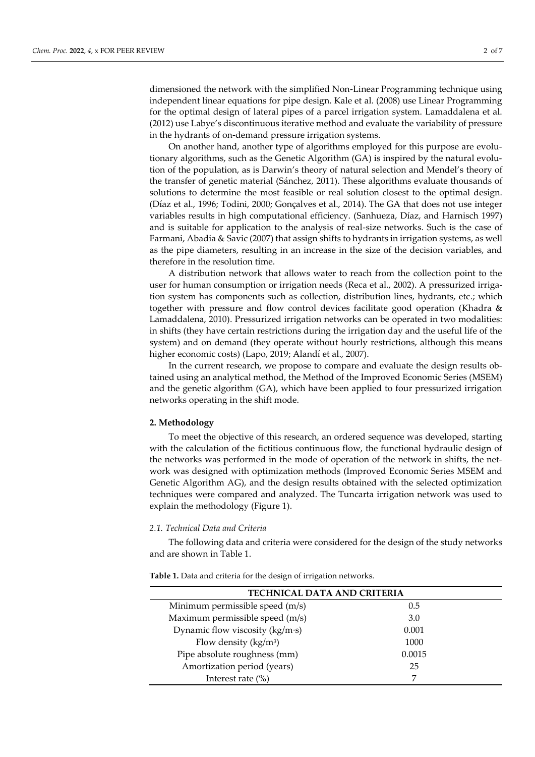dimensioned the network with the simplified Non-Linear Programming technique using independent linear equations for pipe design. Kale et al. (2008) use Linear Programming for the optimal design of lateral pipes of a parcel irrigation system. Lamaddalena et al. (2012) use Labye's discontinuous iterative method and evaluate the variability of pressure in the hydrants of on-demand pressure irrigation systems.

On another hand, another type of algorithms employed for this purpose are evolutionary algorithms, such as the Genetic Algorithm (GA) is inspired by the natural evolution of the population, as is Darwin's theory of natural selection and Mendel's theory of the transfer of genetic material (Sánchez, 2011). These algorithms evaluate thousands of solutions to determine the most feasible or real solution closest to the optimal design. (Díaz et al., 1996; Todini, 2000; Gonçalves et al., 2014). The GA that does not use integer variables results in high computational efficiency. (Sanhueza, Díaz, and Harnisch 1997) and is suitable for application to the analysis of real-size networks. Such is the case of Farmani, Abadia & Savic (2007) that assign shifts to hydrants in irrigation systems, as well as the pipe diameters, resulting in an increase in the size of the decision variables, and therefore in the resolution time.

A distribution network that allows water to reach from the collection point to the user for human consumption or irrigation needs (Reca et al., 2002). A pressurized irrigation system has components such as collection, distribution lines, hydrants, etc.; which together with pressure and flow control devices facilitate good operation (Khadra & Lamaddalena, 2010). Pressurized irrigation networks can be operated in two modalities: in shifts (they have certain restrictions during the irrigation day and the useful life of the system) and on demand (they operate without hourly restrictions, although this means higher economic costs) (Lapo, 2019; Alandí et al., 2007).

In the current research, we propose to compare and evaluate the design results obtained using an analytical method, the Method of the Improved Economic Series (MSEM) and the genetic algorithm (GA), which have been applied to four pressurized irrigation networks operating in the shift mode.

## 2. Methodology

To meet the objective of this research, an ordered sequence was developed, starting with the calculation of the fictitious continuous flow, the functional hydraulic design of the networks was performed in the mode of operation of the network in shifts, the network was designed with optimization methods (Improved Economic Series MSEM and Genetic Algorithm AG), and the design results obtained with the selected optimization techniques were compared and analyzed. The Tuncarta irrigation network was used to explain the methodology (Figure 1).

### *2.1. Technical Data and Criteria*

The following data and criteria were considered for the design of the study networks and are shown in Table 1.

**Table 1.** Data and criteria for the design of irrigation networks.

| TECHNICAL DATA AND CRITERIA | |
|---|---|
| Minimum permissible speed (m/s) | 0.5 |
| Maximum permissible speed (m/s) | 3.0 |
| Dynamic flow viscosity (kg/m·s) | 0.001 |
| Flow density (kg/m$^3$) | 1000 |
| Pipe absolute roughness (mm) | 0.0015 |
| Amortization period (years) | 25 |
| Interest rate (%) | 7 |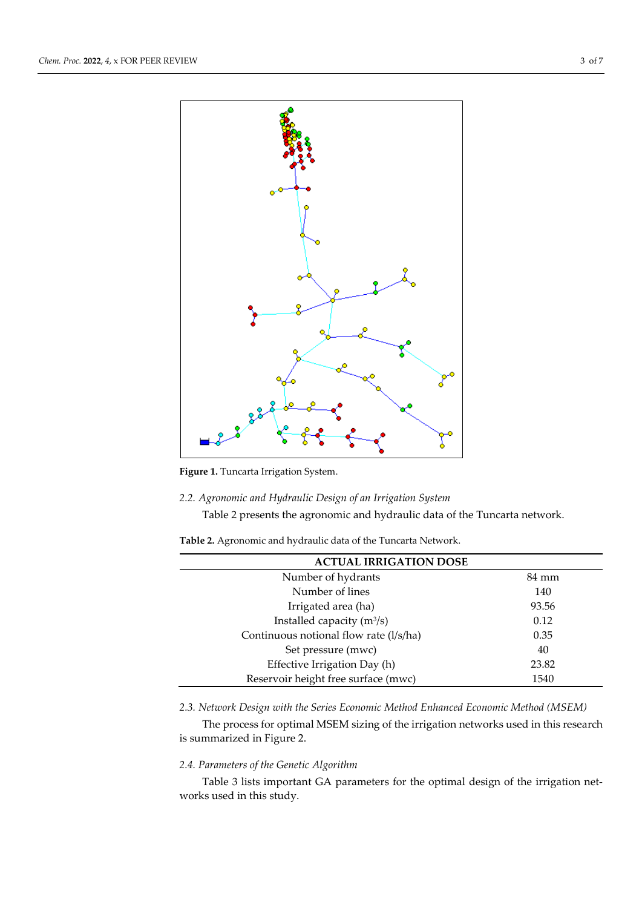**Figure 1.** Tuncarta Irrigation System.

### 2.2. Agronomic and Hydraulic Design of an Irrigation System

Table 2 presents the agronomic and hydraulic data of the Tuncarta network.

**Table 2.** Agronomic and hydraulic data of the Tuncarta Network.

| ACTUAL IRRIGATION DOSE | |
|---|---|
| Number of hydrants | 84 mm |
| Number of lines | 140 |
| Irrigated area (ha) | 93.56 |
| Installed capacity ($m^3/s$) | 0.12 |
| Continuous notional flow rate (l/s/ha) | 0.35 |
| Set pressure (mwc) | 40 |
| Effective Irrigation Day (h) | 23.82 |
| Reservoir height free surface (mwc) | 1540 |

### 2.3. Network Design with the Series Economic Method Enhanced Economic Method (MSEM)

The process for optimal MSEM sizing of the irrigation networks used in this research is summarized in Figure 2.

### 2.4. Parameters of the Genetic Algorithm

Table 3 lists important GA parameters for the optimal design of the irrigation networks used in this study.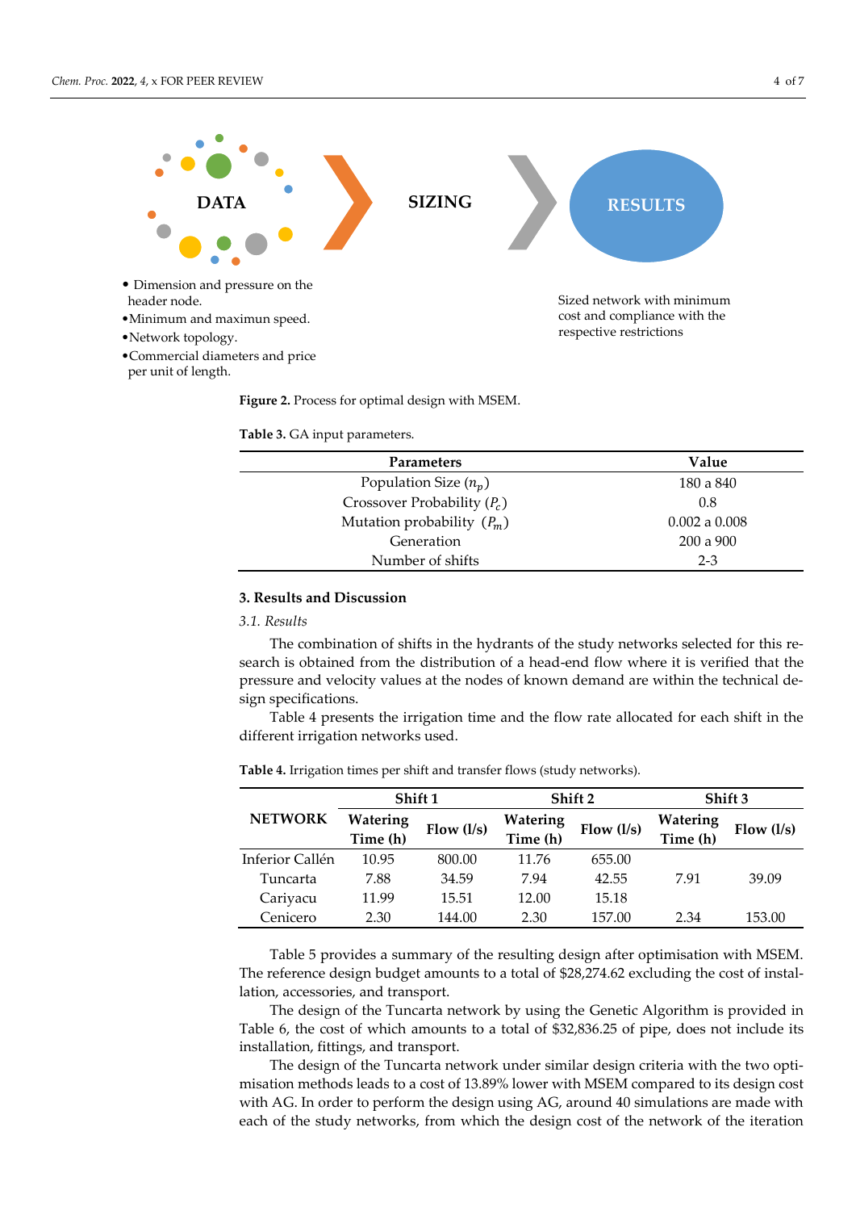DATA

SIZING

RESULTS

- Dimension and pressure on the header node.
- Minimum and maximun speed.
- Network topology.
- Commercial diameters and price per unit of length.

Sized network with minimum cost and compliance with the respective restrictions

**Figure 2.** Process for optimal design with MSEM.

**Table 3.** GA input parameters.

| Parameters | Value |
|---|---|
| Population Size ($n_p$) | 180 a 840 |
| Crossover Probability ($P_c$) | 0.8 |
| Mutation probability ($P_m$) | 0.002 a 0.008 |
| Generation | 200 a 900 |
| Number of shifts | 2-3 |

### 3. Results and Discussion

*3.1. Results*

The combination of shifts in the hydrants of the study networks selected for this research is obtained from the distribution of a head-end flow where it is verified that the pressure and velocity values at the nodes of known demand are within the technical design specifications.

Table 4 presents the irrigation time and the flow rate allocated for each shift in the different irrigation networks used.

**Table 4.** Irrigation times per shift and transfer flows (study networks).

| NETWORK | Shift 1 | | Shift 2 | | Shift 3 | |
|---|---|---|---|---|---|---|
| | Watering Time (h) | Flow (l/s) | Watering Time (h) | Flow (l/s) | Watering Time (h) | Flow (l/s) |
| Inferior Callén | 10.95 | 800.00 | 11.76 | 655.00 | | |
| Tuncarta | 7.88 | 34.59 | 7.94 | 42.55 | 7.91 | 39.09 |
| Cariyacu | 11.99 | 15.51 | 12.00 | 15.18 | | |
| Cenicero | 2.30 | 144.00 | 2.30 | 157.00 | 2.34 | 153.00 |

Table 5 provides a summary of the resulting design after optimisation with MSEM. The reference design budget amounts to a total of $28,274.62 excluding the cost of installation, accessories, and transport.

The design of the Tuncarta network by using the Genetic Algorithm is provided in Table 6, the cost of which amounts to a total of $32,836.25 of pipe, does not include its installation, fittings, and transport.

The design of the Tuncarta network under similar design criteria with the two optimisation methods leads to a cost of 13.89% lower with MSEM compared to its design cost with AG. In order to perform the design using AG, around 40 simulations are made with each of the study networks, from which the design cost of the network of the iteration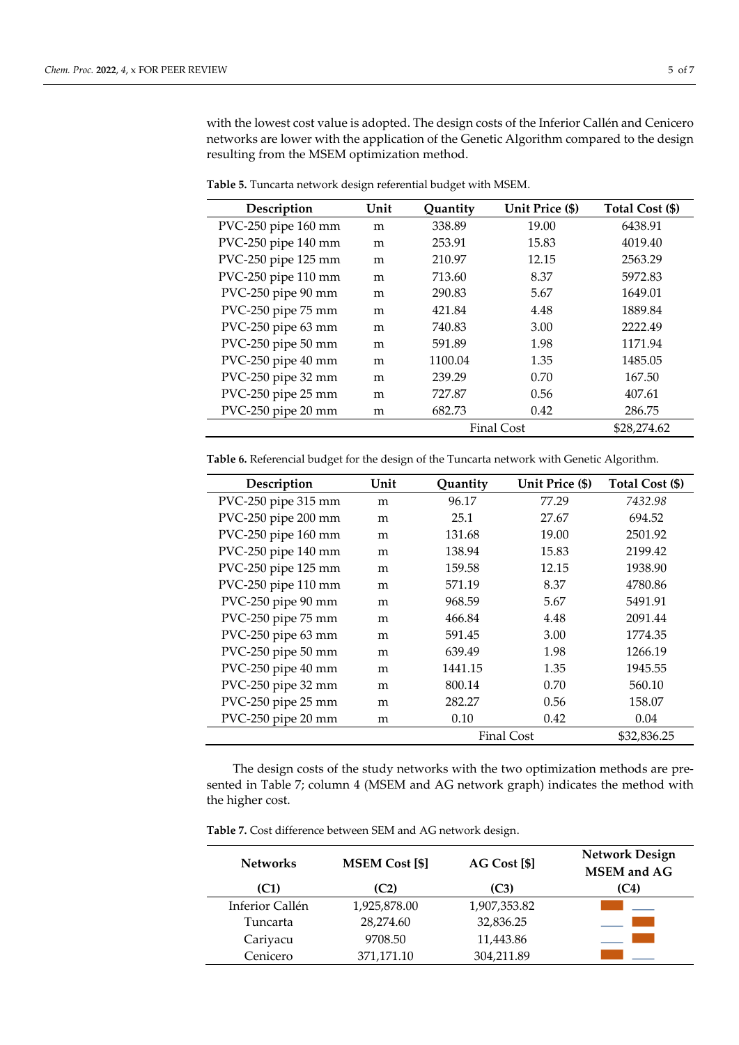with the lowest cost value is adopted. The design costs of the Inferior Callén and Cenicero networks are lower with the application of the Genetic Algorithm compared to the design resulting from the MSEM optimization method.

**Table 5.** Tuncarta network design referential budget with MSEM.

| Description | Unit | Quantity | Unit Price ($) | Total Cost ($) |
|---|---|---|---|---|
| PVC-250 pipe 160 mm | m | 338.89 | 19.00 | 6438.91 |
| PVC-250 pipe 140 mm | m | 253.91 | 15.83 | 4019.40 |
| PVC-250 pipe 125 mm | m | 210.97 | 12.15 | 2563.29 |
| PVC-250 pipe 110 mm | m | 713.60 | 8.37 | 5972.83 |
| PVC-250 pipe 90 mm | m | 290.83 | 5.67 | 1649.01 |
| PVC-250 pipe 75 mm | m | 421.84 | 4.48 | 1889.84 |
| PVC-250 pipe 63 mm | m | 740.83 | 3.00 | 2222.49 |
| PVC-250 pipe 50 mm | m | 591.89 | 1.98 | 1171.94 |
| PVC-250 pipe 40 mm | m | 1100.04 | 1.35 | 1485.05 |
| PVC-250 pipe 32 mm | m | 239.29 | 0.70 | 167.50 |
| PVC-250 pipe 25 mm | m | 727.87 | 0.56 | 407.61 |
| PVC-250 pipe 20 mm | m | 682.73 | 0.42 | 286.75 |
| | | Final Cost | | $28,274.62 |

**Table 6.** Referencial budget for the design of the Tuncarta network with Genetic Algorithm.

| Description | Unit | Quantity | Unit Price ($) | Total Cost ($) |
|---|---|---|---|---|
| PVC-250 pipe 315 mm | m | 96.17 | 77.29 | *7432.98* |
| PVC-250 pipe 200 mm | m | 25.1 | 27.67 | 694.52 |
| PVC-250 pipe 160 mm | m | 131.68 | 19.00 | 2501.92 |
| PVC-250 pipe 140 mm | m | 138.94 | 15.83 | 2199.42 |
| PVC-250 pipe 125 mm | m | 159.58 | 12.15 | 1938.90 |
| PVC-250 pipe 110 mm | m | 571.19 | 8.37 | 4780.86 |
| PVC-250 pipe 90 mm | m | 968.59 | 5.67 | 5491.91 |
| PVC-250 pipe 75 mm | m | 466.84 | 4.48 | 2091.44 |
| PVC-250 pipe 63 mm | m | 591.45 | 3.00 | 1774.35 |
| PVC-250 pipe 50 mm | m | 639.49 | 1.98 | 1266.19 |
| PVC-250 pipe 40 mm | m | 1441.15 | 1.35 | 1945.55 |
| PVC-250 pipe 32 mm | m | 800.14 | 0.70 | 560.10 |
| PVC-250 pipe 25 mm | m | 282.27 | 0.56 | 158.07 |
| PVC-250 pipe 20 mm | m | 0.10 | 0.42 | 0.04 |
| | | Final Cost | | $32,836.25 |

The design costs of the study networks with the two optimization methods are presented in Table 7; column 4 (MSEM and AG network graph) indicates the method with the higher cost.

**Table 7.** Cost difference between SEM and AG network design.

| Networks (C1) | MSEM Cost [$] (C2) | AG Cost [$] (C3) | Network Design MSEM and AG (C4) |
|---|---|---|---|
| Inferior Callén | 1,925,878.00 | 1,907,353.82 | |
| Tuncarta | 28,274.60 | 32,836.25 | |
| Cariyacu | 9708.50 | 11,443.86 | |
| Cenicero | 371,171.10 | 304,211.89 | |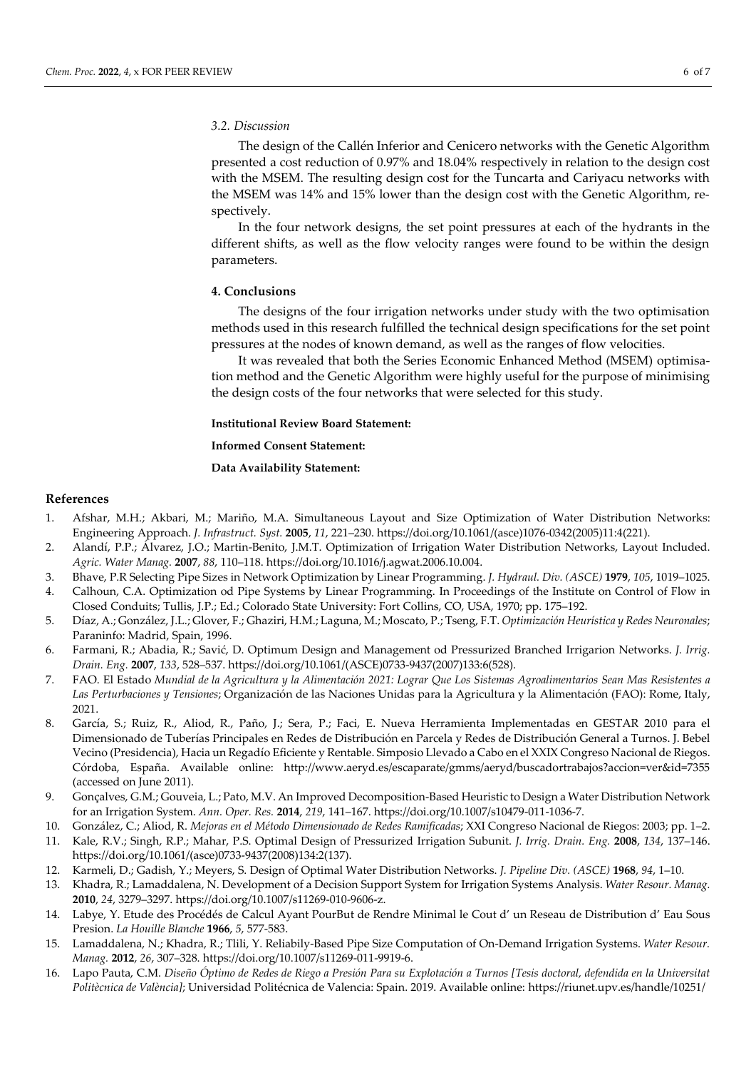### 3.2. Discussion

The design of the Callén Inferior and Cenicero networks with the Genetic Algorithm presented a cost reduction of 0.97% and 18.04% respectively in relation to the design cost with the MSEM. The resulting design cost for the Tuncarta and Cariyacu networks with the MSEM was 14% and 15% lower than the design cost with the Genetic Algorithm, respectively.

In the four network designs, the set point pressures at each of the hydrants in the different shifts, as well as the flow velocity ranges were found to be within the design parameters.

## 4. Conclusions

The designs of the four irrigation networks under study with the two optimisation methods used in this research fulfilled the technical design specifications for the set point pressures at the nodes of known demand, as well as the ranges of flow velocities.

It was revealed that both the Series Economic Enhanced Method (MSEM) optimisation method and the Genetic Algorithm were highly useful for the purpose of minimising the design costs of the four networks that were selected for this study.

**Institutional Review Board Statement:**

**Informed Consent Statement:**

**Data Availability Statement:**

## References

1. Afshar, M.H.; Akbari, M.; Mariño, M.A. Simultaneous Layout and Size Optimization of Water Distribution Networks: Engineering Approach. *J. Infrastruct. Syst.* **2005**, *11*, 221–230. https://doi.org/10.1061/(asce)1076-0342(2005)11:4(221).
2. Alandí, P.P.; Álvarez, J.O.; Martin-Benito, J.M.T. Optimization of Irrigation Water Distribution Networks, Layout Included. *Agric. Water Manag.* **2007**, *88*, 110–118. https://doi.org/10.1016/j.agwat.2006.10.004.
3. Bhave, P.R Selecting Pipe Sizes in Network Optimization by Linear Programming. *J. Hydraul. Div. (ASCE)* **1979**, *105*, 1019–1025.
4. Calhoun, C.A. Optimization od Pipe Systems by Linear Programming. In Proceedings of the Institute on Control of Flow in Closed Conduits; Tullis, J.P.; Ed.; Colorado State University: Fort Collins, CO, USA, 1970; pp. 175–192.
5. Díaz, A.; González, J.L.; Glover, F.; Ghaziri, H.M.; Laguna, M.; Moscato, P.; Tseng, F.T. *Optimización Heurística y Redes Neuronales*; Paraninfo: Madrid, Spain, 1996.
6. Farmani, R.; Abadia, R.; Savić, D. Optimum Design and Management od Pressurized Branched Irrigarion Networks. *J. Irrig. Drain. Eng.* **2007**, *133*, 528–537. https://doi.org/10.1061/(ASCE)0733-9437(2007)133:6(528).
7. FAO. El Estado *Mundial de la Agricultura y la Alimentación 2021: Lograr Que Los Sistemas Agroalimentarios Sean Mas Resistentes a Las Perturbaciones y Tensiones*; Organización de las Naciones Unidas para la Agricultura y la Alimentación (FAO): Rome, Italy, 2021.
8. García, S.; Ruiz, R., Aliod, R., Paño, J.; Sera, P.; Faci, E. Nueva Herramienta Implementadas en GESTAR 2010 para el Dimensionado de Tuberías Principales en Redes de Distribución en Parcela y Redes de Distribución General a Turnos. J. Bebel Vecino (Presidencia), Hacia un Regadío Eficiente y Rentable. Simposio Llevado a Cabo en el XXIX Congreso Nacional de Riegos. Córdoba, España. Available online: http://www.aeryd.es/escaparate/gmms/aeryd/buscadortrabajos?accion=ver&id=7355 (accessed on June 2011).
9. Gonçalves, G.M.; Gouveia, L.; Pato, M.V. An Improved Decomposition-Based Heuristic to Design a Water Distribution Network for an Irrigation System. *Ann. Oper. Res.* **2014**, *219*, 141–167. https://doi.org/10.1007/s10479-011-1036-7.
10. González, C.; Aliod, R. *Mejoras en el Método Dimensionado de Redes Ramificadas*; XXI Congreso Nacional de Riegos: 2003; pp. 1–2.
11. Kale, R.V.; Singh, R.P.; Mahar, P.S. Optimal Design of Pressurized Irrigation Subunit. *J. Irrig. Drain. Eng.* **2008**, *134*, 137–146. https://doi.org/10.1061/(asce)0733-9437(2008)134:2(137).
12. Karmeli, D.; Gadish, Y.; Meyers, S. Design of Optimal Water Distribution Networks. *J. Pipeline Div. (ASCE)* **1968**, *94*, 1–10.
13. Khadra, R.; Lamaddalena, N. Development of a Decision Support System for Irrigation Systems Analysis. *Water Resour. Manag.* **2010**, *24*, 3279–3297. https://doi.org/10.1007/s11269-010-9606-z.
14. Labye, Y. Etude des Procédés de Calcul Ayant PourBut de Rendre Minimal le Cout d' un Reseau de Distribution d' Eau Sous Presion. *La Houille Blanche* **1966**, *5*, 577-583.
15. Lamaddalena, N.; Khadra, R.; Tlili, Y. Reliabily-Based Pipe Size Computation of On-Demand Irrigation Systems. *Water Resour. Manag.* **2012**, *26*, 307–328. https://doi.org/10.1007/s11269-011-9919-6.
16. Lapo Pauta, C.M. *Diseño Óptimo de Redes de Riego a Presión Para su Explotación a Turnos [Tesis doctoral, defendida en la Universitat Politècnica de València]*; Universidad Politécnica de Valencia: Spain. 2019. Available online: https://riunet.upv.es/handle/10251/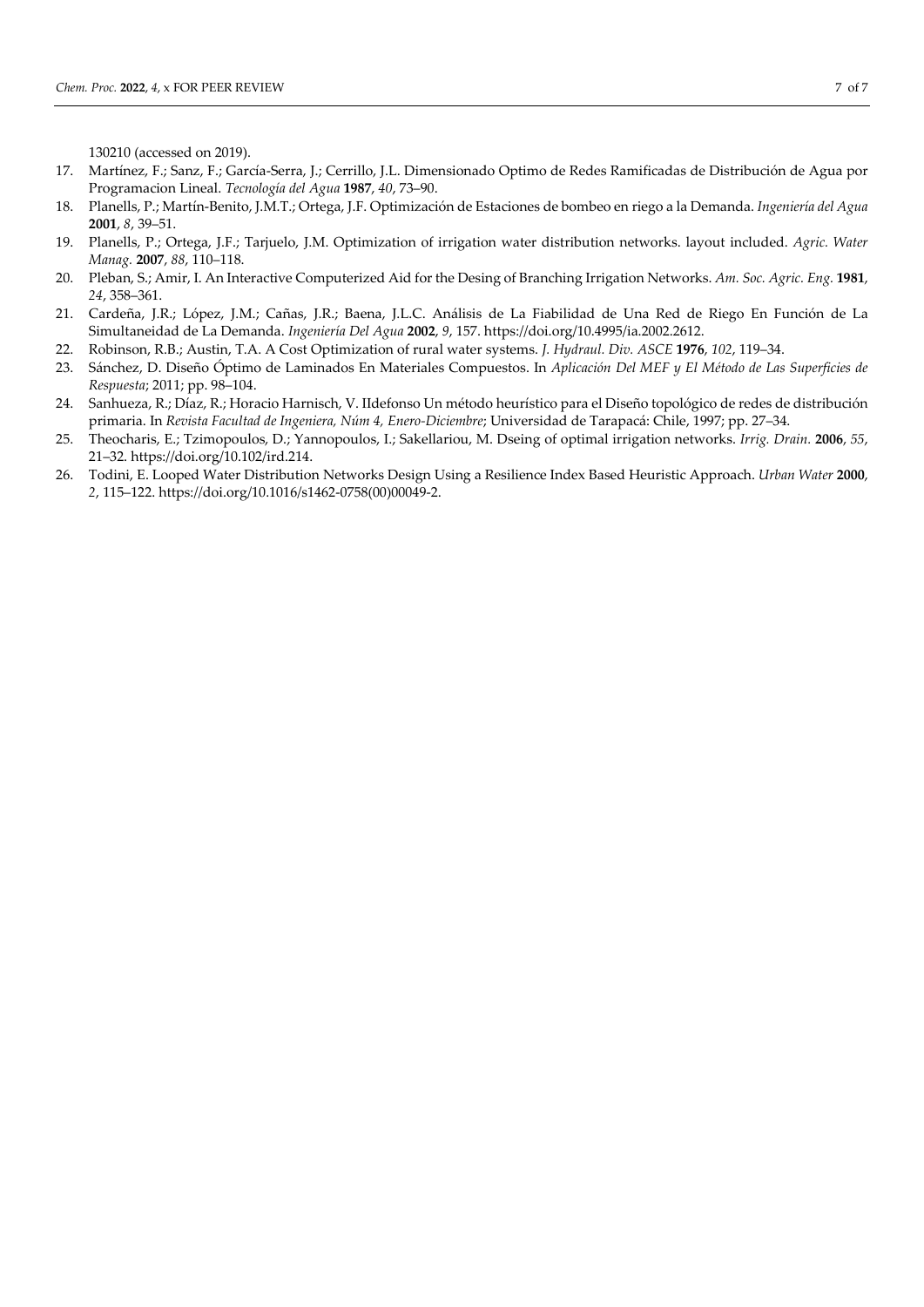130210 (accessed on 2019).

17. Martínez, F.; Sanz, F.; García-Serra, J.; Cerrillo, J.L. Dimensionado Optimo de Redes Ramificadas de Distribución de Agua por Programacion Lineal. *Tecnología del Agua* **1987**, *40*, 73–90.
18. Planells, P.; Martín-Benito, J.M.T.; Ortega, J.F. Optimización de Estaciones de bombeo en riego a la Demanda. *Ingeniería del Agua* **2001**, *8*, 39–51.
19. Planells, P.; Ortega, J.F.; Tarjuelo, J.M. Optimization of irrigation water distribution networks. layout included. *Agric. Water Manag.* **2007**, *88*, 110–118.
20. Pleban, S.; Amir, I. An Interactive Computerized Aid for the Desing of Branching Irrigation Networks. *Am. Soc. Agric. Eng.* **1981**, *24*, 358–361.
21. Cardeña, J.R.; López, J.M.; Cañas, J.R.; Baena, J.L.C. Análisis de La Fiabilidad de Una Red de Riego En Función de La Simultaneidad de La Demanda. *Ingeniería Del Agua* **2002**, *9*, 157. https://doi.org/10.4995/ia.2002.2612.
22. Robinson, R.B.; Austin, T.A. A Cost Optimization of rural water systems. *J. Hydraul. Div. ASCE* **1976**, *102*, 119–34.
23. Sánchez, D. Diseño Óptimo de Laminados En Materiales Compuestos. In *Aplicación Del MEF y El Método de Las Superficies de Respuesta*; 2011; pp. 98–104.
24. Sanhueza, R.; Díaz, R.; Horacio Harnisch, V. IIdefonso Un método heurístico para el Diseño topológico de redes de distribución primaria. In *Revista Facultad de Ingeniera, Núm 4, Enero-Diciembre*; Universidad de Tarapacá: Chile, 1997; pp. 27–34.
25. Theocharis, E.; Tzimopoulos, D.; Yannopoulos, I.; Sakellariou, M. Dseing of optimal irrigation networks. *Irrig. Drain.* **2006**, *55*, 21–32. https://doi.org/10.102/ird.214.
26. Todini, E. Looped Water Distribution Networks Design Using a Resilience Index Based Heuristic Approach. *Urban Water* **2000**, *2*, 115–122. https://doi.org/10.1016/s1462-0758(00)00049-2.